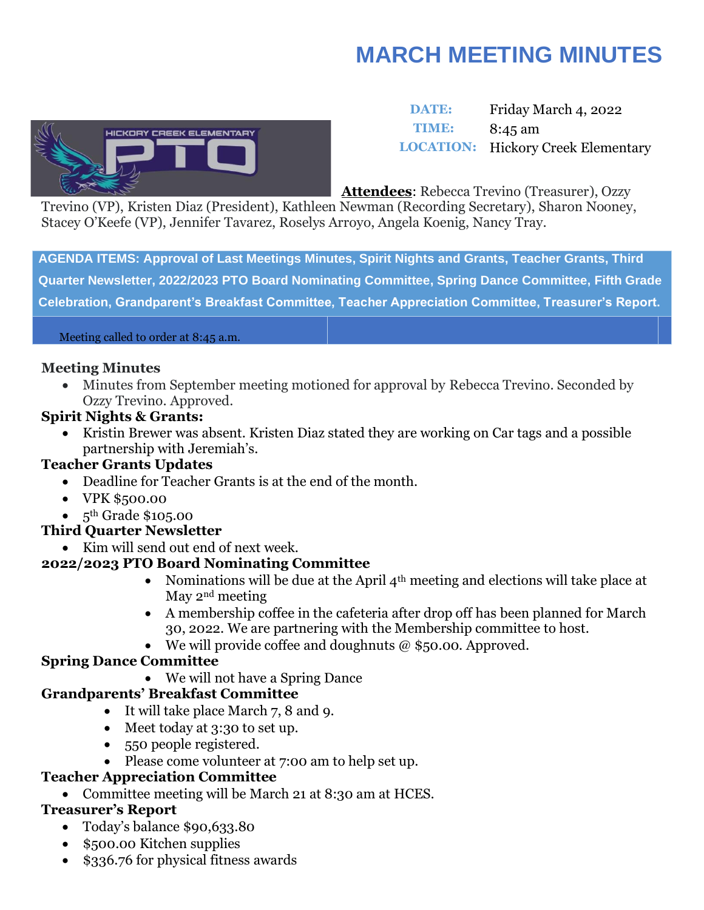# MARCH MEETING MINUTES

| | |
|---|---|
| **DATE:** | Friday March 4, 2022 |
| **TIME:** | 8:45 am |
| **LOCATION:** | Hickory Creek Elementary |

**Attendees**: Rebecca Trevino (Treasurer), Ozzy Trevino (VP), Kristen Diaz (President), Kathleen Newman (Recording Secretary), Sharon Nooney, Stacey O'Keefe (VP), Jennifer Tavarez, Roselys Arroyo, Angela Koenig, Nancy Tray.

**AGENDA ITEMS: Approval of Last Meetings Minutes, Spirit Nights and Grants, Teacher Grants, Third Quarter Newsletter, 2022/2023 PTO Board Nominating Committee, Spring Dance Committee, Fifth Grade Celebration, Grandparent's Breakfast Committee, Teacher Appreciation Committee, Treasurer's Report.**

Meeting called to order at 8:45 a.m.

**Meeting Minutes**

- Minutes from September meeting motioned for approval by Rebecca Trevino. Seconded by Ozzy Trevino. Approved.

**Spirit Nights & Grants:**

- Kristin Brewer was absent. Kristen Diaz stated they are working on Car tags and a possible partnership with Jeremiah's.

**Teacher Grants Updates**

- Deadline for Teacher Grants is at the end of the month.
- VPK $500.00
- 5th Grade $105.00

**Third Quarter Newsletter**

- Kim will send out end of next week.

**2022/2023 PTO Board Nominating Committee**

- Nominations will be due at the April 4th meeting and elections will take place at May 2nd meeting
- A membership coffee in the cafeteria after drop off has been planned for March 30, 2022. We are partnering with the Membership committee to host.
- We will provide coffee and doughnuts @ $50.00. Approved.

**Spring Dance Committee**

- We will not have a Spring Dance

**Grandparents' Breakfast Committee**

- It will take place March 7, 8 and 9.
- Meet today at 3:30 to set up.
- 550 people registered.
- Please come volunteer at 7:00 am to help set up.

**Teacher Appreciation Committee**

- Committee meeting will be March 21 at 8:30 am at HCES.

**Treasurer's Report**

- Today's balance $90,633.80
- $500.00 Kitchen supplies
- $336.76 for physical fitness awards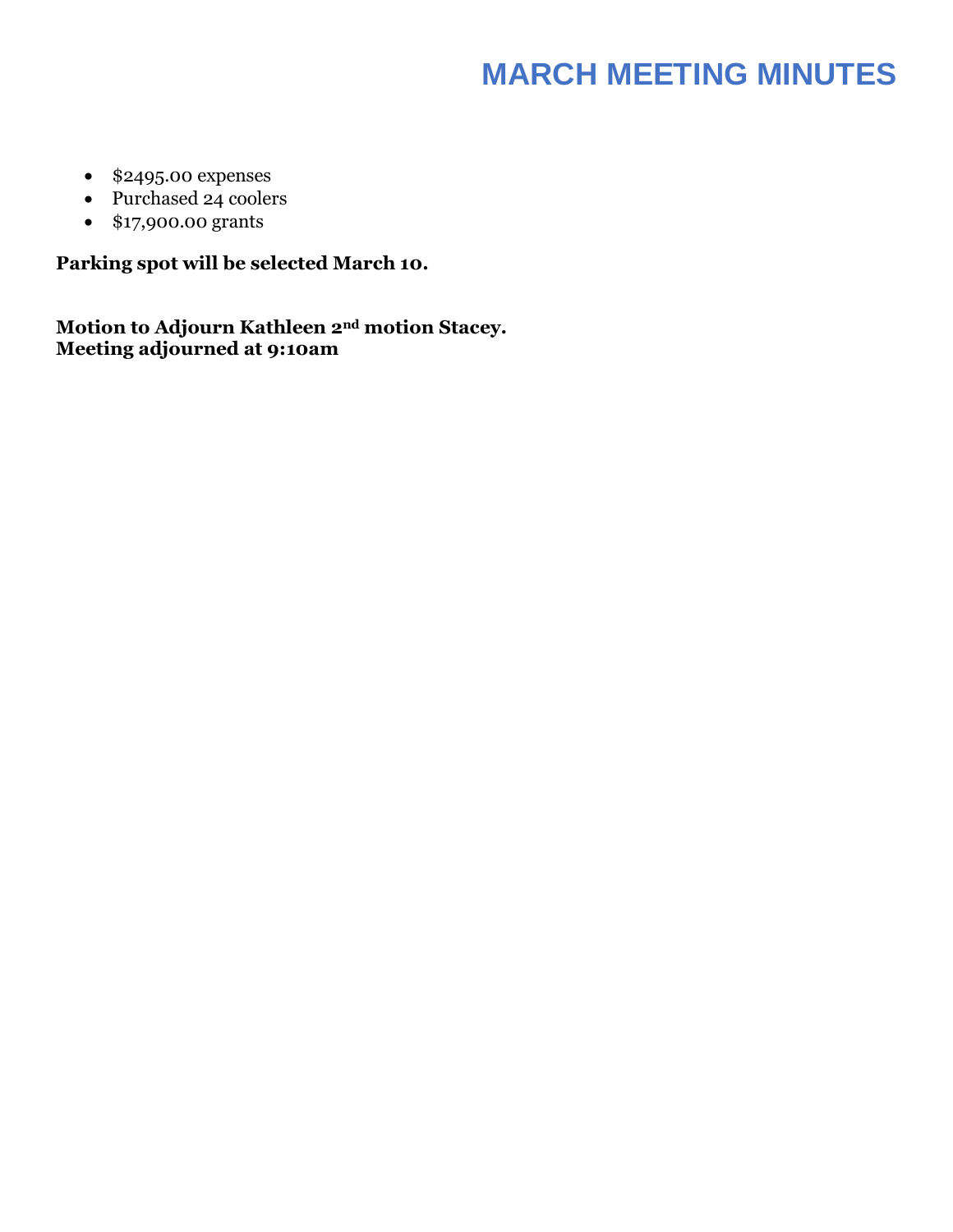# MARCH MEETING MINUTES

- $2495.00 expenses
- Purchased 24 coolers
- $17,900.00 grants

**Parking spot will be selected March 10.**

**Motion to Adjourn Kathleen 2nd motion Stacey.**
**Meeting adjourned at 9:10am**